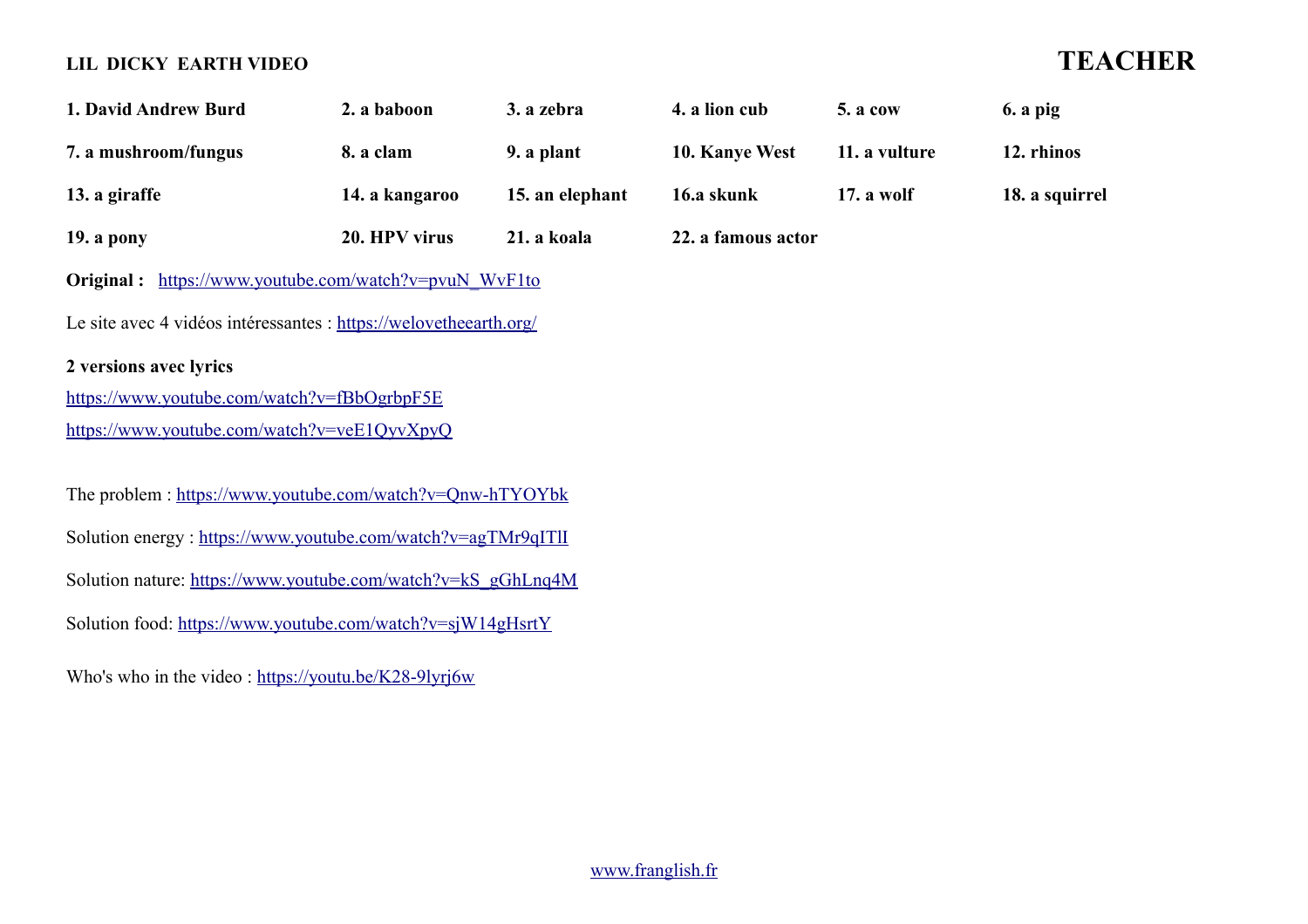**LIL DICKY EARTH VIDEO** **TEACHER**

| | | | | | |
|---|---|---|---|---|---|
| **1. David Andrew Burd** | **2. a baboon** | **3. a zebra** | **4. a lion cub** | **5. a cow** | **6. a pig** |
| **7. a mushroom/fungus** | **8. a clam** | **9. a plant** | **10. Kanye West** | **11. a vulture** | **12. rhinos** |
| **13. a giraffe** | **14. a kangaroo** | **15. an elephant** | **16.a skunk** | **17. a wolf** | **18. a squirrel** |
| **19. a pony** | **20. HPV virus** | **21. a koala** | **22. a famous actor** | | |

**Original :** https://www.youtube.com/watch?v=pvuN_WvF1to

Le site avec 4 vidéos intéressantes : https://welovetheearth.org/

**2 versions avec lyrics**

https://www.youtube.com/watch?v=fBbOgrbpF5E

https://www.youtube.com/watch?v=veE1QyvXpyQ

The problem : https://www.youtube.com/watch?v=Qnw-hTYOYbk

Solution energy : https://www.youtube.com/watch?v=agTMr9qITlI

Solution nature: https://www.youtube.com/watch?v=kS_gGhLnq4M

Solution food: https://www.youtube.com/watch?v=sjW14gHsrtY

Who's who in the video : https://youtu.be/K28-9lyrj6w

www.franglish.fr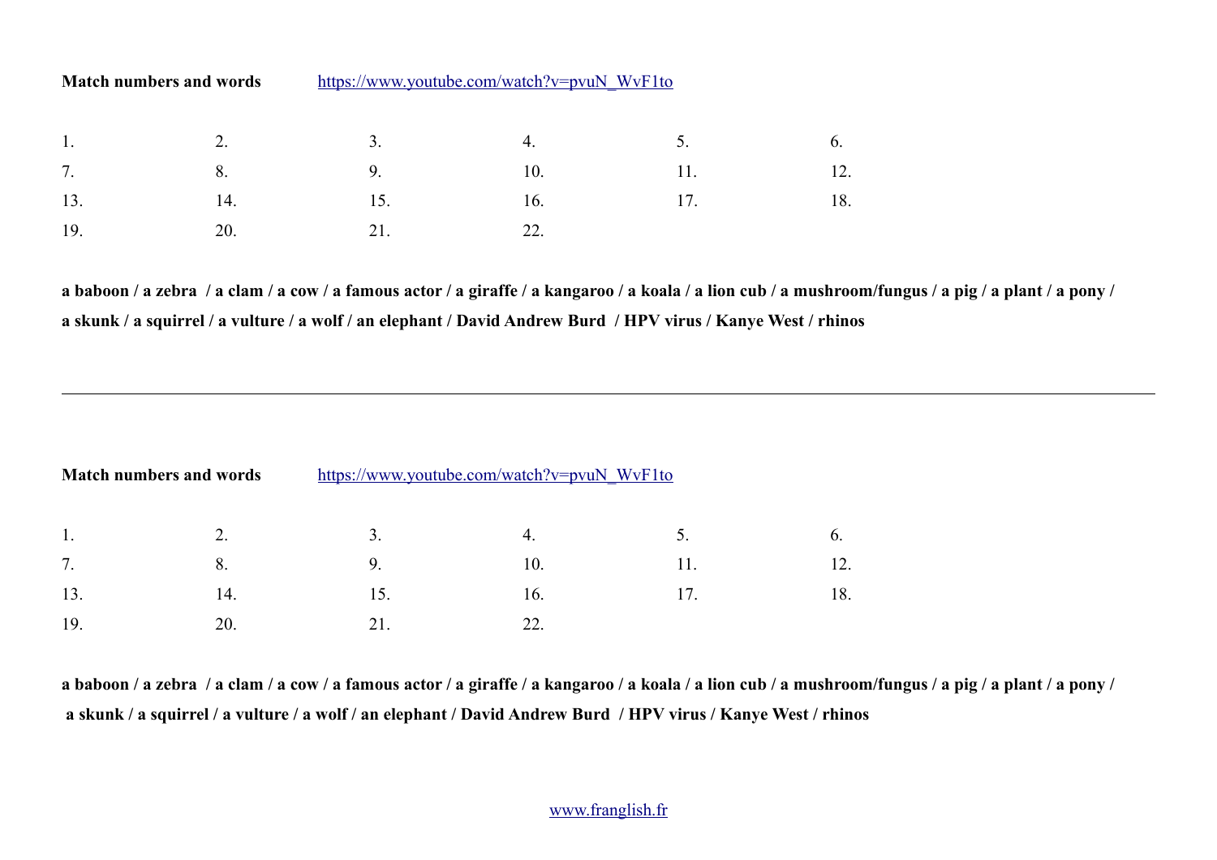**Match numbers and words** https://www.youtube.com/watch?v=pvuN_WvF1to

| | | | | | |
|---|---|---|---|---|---|
| 1. | 2. | 3. | 4. | 5. | 6. |
| 7. | 8. | 9. | 10. | 11. | 12. |
| 13. | 14. | 15. | 16. | 17. | 18. |
| 19. | 20. | 21. | 22. | | |

**a baboon / a zebra / a clam / a cow / a famous actor / a giraffe / a kangaroo / a koala / a lion cub / a mushroom/fungus / a pig / a plant / a pony / a skunk / a squirrel / a vulture / a wolf / an elephant / David Andrew Burd / HPV virus / Kanye West / rhinos**

---

**Match numbers and words** https://www.youtube.com/watch?v=pvuN_WvF1to

| | | | | | |
|---|---|---|---|---|---|
| 1. | 2. | 3. | 4. | 5. | 6. |
| 7. | 8. | 9. | 10. | 11. | 12. |
| 13. | 14. | 15. | 16. | 17. | 18. |
| 19. | 20. | 21. | 22. | | |

**a baboon / a zebra / a clam / a cow / a famous actor / a giraffe / a kangaroo / a koala / a lion cub / a mushroom/fungus / a pig / a plant / a pony / a skunk / a squirrel / a vulture / a wolf / an elephant / David Andrew Burd / HPV virus / Kanye West / rhinos**

www.franglish.fr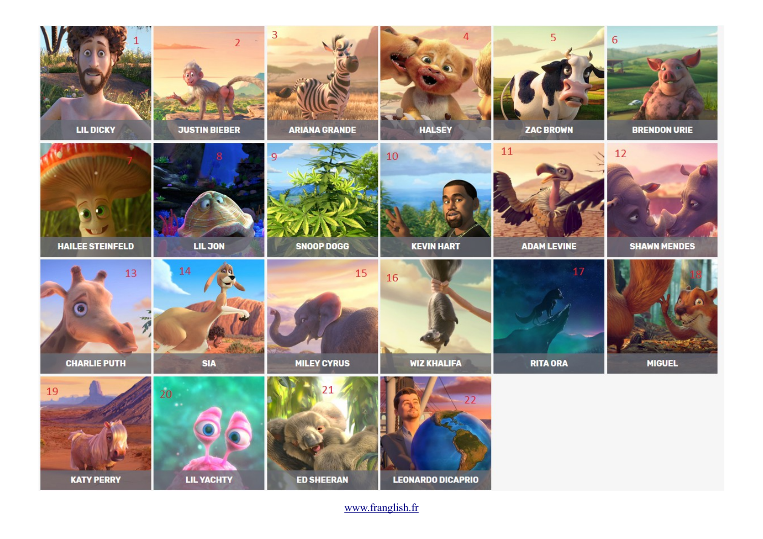| | | | | | |
|---|---|---|---|---|---|
| 1 LIL DICKY | 2 JUSTIN BIEBER | 3 ARIANA GRANDE | 4 HALSEY | 5 ZAC BROWN | 6 BRENDON URIE |
| 7 HAILEE STEINFELD | 8 LIL JON | 9 SNOOP DOGG | 10 KEVIN HART | 11 ADAM LEVINE | 12 SHAWN MENDES |
| 13 CHARLIE PUTH | 14 SIA | 15 MILEY CYRUS | 16 WIZ KHALIFA | 17 RITA ORA | 18 MIGUEL |
| 19 KATY PERRY | 20 LIL YACHTY | 21 ED SHEERAN | 22 LEONARDO DICAPRIO | | |

www.franglish.fr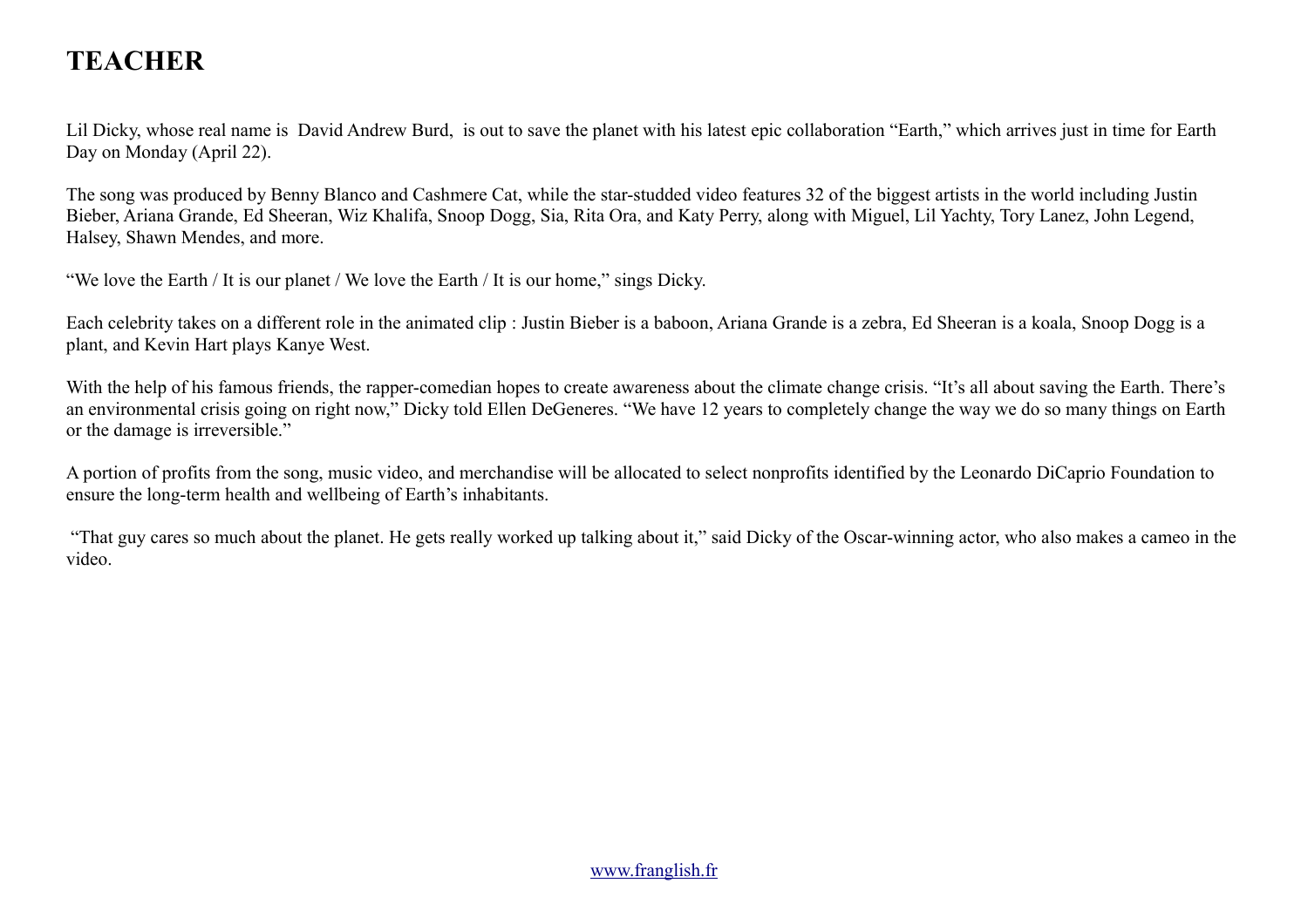# TEACHER

Lil Dicky, whose real name is David Andrew Burd, is out to save the planet with his latest epic collaboration "Earth," which arrives just in time for Earth Day on Monday (April 22).

The song was produced by Benny Blanco and Cashmere Cat, while the star-studded video features 32 of the biggest artists in the world including Justin Bieber, Ariana Grande, Ed Sheeran, Wiz Khalifa, Snoop Dogg, Sia, Rita Ora, and Katy Perry, along with Miguel, Lil Yachty, Tory Lanez, John Legend, Halsey, Shawn Mendes, and more.

"We love the Earth / It is our planet / We love the Earth / It is our home," sings Dicky.

Each celebrity takes on a different role in the animated clip : Justin Bieber is a baboon, Ariana Grande is a zebra, Ed Sheeran is a koala, Snoop Dogg is a plant, and Kevin Hart plays Kanye West.

With the help of his famous friends, the rapper-comedian hopes to create awareness about the climate change crisis. "It's all about saving the Earth. There's an environmental crisis going on right now," Dicky told Ellen DeGeneres. "We have 12 years to completely change the way we do so many things on Earth or the damage is irreversible."

A portion of profits from the song, music video, and merchandise will be allocated to select nonprofits identified by the Leonardo DiCaprio Foundation to ensure the long-term health and wellbeing of Earth's inhabitants.

"That guy cares so much about the planet. He gets really worked up talking about it," said Dicky of the Oscar-winning actor, who also makes a cameo in the video.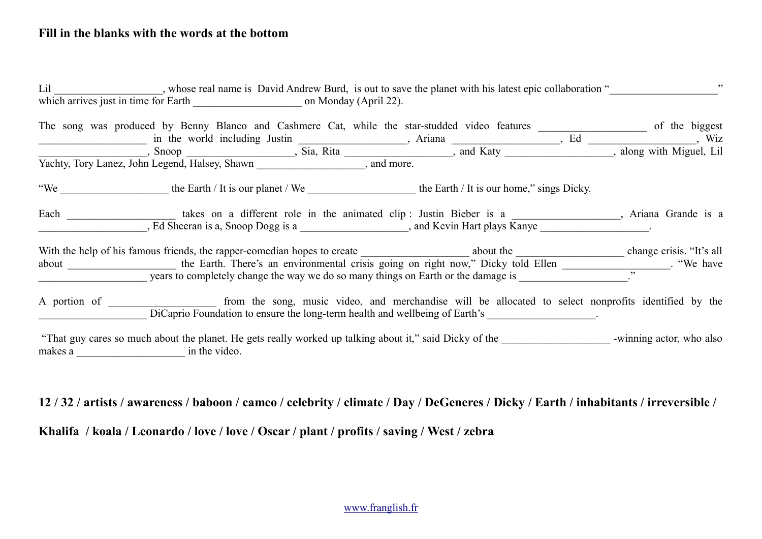**Fill in the blanks with the words at the bottom**

Lil ____________________, whose real name is David Andrew Burd, is out to save the planet with his latest epic collaboration "____________________" which arrives just in time for Earth ____________________ on Monday (April 22).

The song was produced by Benny Blanco and Cashmere Cat, while the star-studded video features ____________________ of the biggest ____________________ in the world including Justin ____________________, Ariana ____________________, Ed ____________________, Wiz ____________________, Snoop ____________________, Sia, Rita ____________________, and Katy ____________________, along with Miguel, Lil Yachty, Tory Lanez, John Legend, Halsey, Shawn ____________________, and more.

"We ____________________ the Earth / It is our planet / We ____________________ the Earth / It is our home," sings Dicky.

Each ____________________ takes on a different role in the animated clip : Justin Bieber is a ____________________, Ariana Grande is a ____________________, Ed Sheeran is a, Snoop Dogg is a ____________________, and Kevin Hart plays Kanye ____________________.

With the help of his famous friends, the rapper-comedian hopes to create ____________________ about the ____________________ change crisis. "It's all about ____________________ the Earth. There's an environmental crisis going on right now," Dicky told Ellen ____________________. "We have ____________________ years to completely change the way we do so many things on Earth or the damage is ____________________."

A portion of ____________________ from the song, music video, and merchandise will be allocated to select nonprofits identified by the ____________________ DiCaprio Foundation to ensure the long-term health and wellbeing of Earth's ____________________.

"That guy cares so much about the planet. He gets really worked up talking about it," said Dicky of the ____________________ -winning actor, who also makes a ____________________ in the video.

**12 / 32 / artists / awareness / baboon / cameo / celebrity / climate / Day / DeGeneres / Dicky / Earth / inhabitants / irreversible /**

**Khalifa / koala / Leonardo / love / love / Oscar / plant / profits / saving / West / zebra**

www.franglish.fr